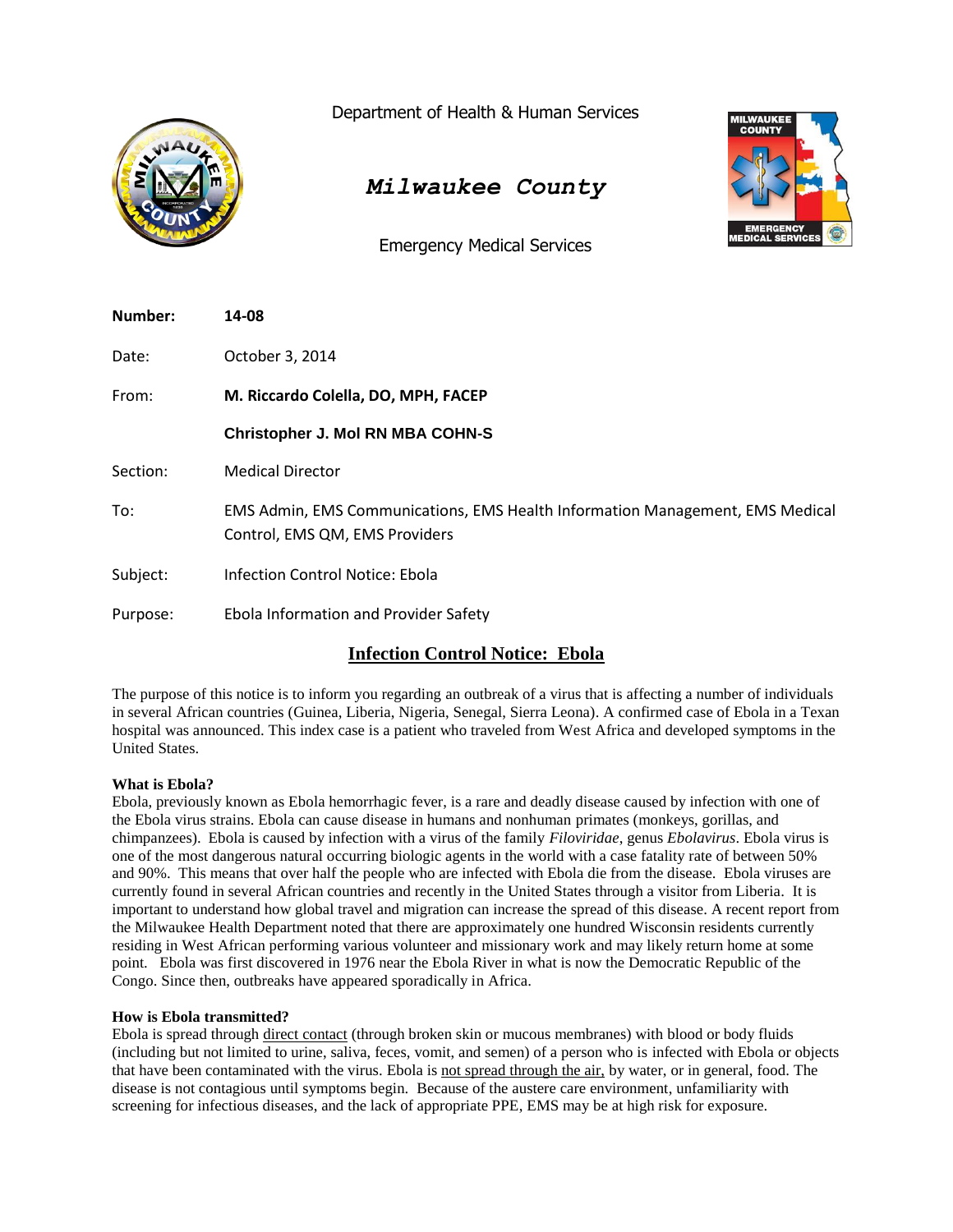Department of Health & Human Services

***Milwaukee County***

Emergency Medical Services

| | |
|---|---|
| **Number:** | **14-08** |
| Date: | October 3, 2014 |
| From: | **M. Riccardo Colella, DO, MPH, FACEP** |
| | **Christopher J. Mol RN MBA COHN-S** |
| Section: | Medical Director |
| To: | EMS Admin, EMS Communications, EMS Health Information Management, EMS Medical Control, EMS QM, EMS Providers |
| Subject: | Infection Control Notice: Ebola |
| Purpose: | Ebola Information and Provider Safety |

# **Infection Control Notice: Ebola**

The purpose of this notice is to inform you regarding an outbreak of a virus that is affecting a number of individuals in several African countries (Guinea, Liberia, Nigeria, Senegal, Sierra Leona). A confirmed case of Ebola in a Texan hospital was announced. This index case is a patient who traveled from West Africa and developed symptoms in the United States.

**What is Ebola?**

Ebola, previously known as Ebola hemorrhagic fever, is a rare and deadly disease caused by infection with one of the Ebola virus strains. Ebola can cause disease in humans and nonhuman primates (monkeys, gorillas, and chimpanzees). Ebola is caused by infection with a virus of the family *Filoviridae*, genus *Ebolavirus*. Ebola virus is one of the most dangerous natural occurring biologic agents in the world with a case fatality rate of between 50% and 90%. This means that over half the people who are infected with Ebola die from the disease. Ebola viruses are currently found in several African countries and recently in the United States through a visitor from Liberia. It is important to understand how global travel and migration can increase the spread of this disease. A recent report from the Milwaukee Health Department noted that there are approximately one hundred Wisconsin residents currently residing in West African performing various volunteer and missionary work and may likely return home at some point. Ebola was first discovered in 1976 near the Ebola River in what is now the Democratic Republic of the Congo. Since then, outbreaks have appeared sporadically in Africa.

**How is Ebola transmitted?**

Ebola is spread through direct contact (through broken skin or mucous membranes) with blood or body fluids (including but not limited to urine, saliva, feces, vomit, and semen) of a person who is infected with Ebola or objects that have been contaminated with the virus. Ebola is not spread through the air, by water, or in general, food. The disease is not contagious until symptoms begin. Because of the austere care environment, unfamiliarity with screening for infectious diseases, and the lack of appropriate PPE, EMS may be at high risk for exposure.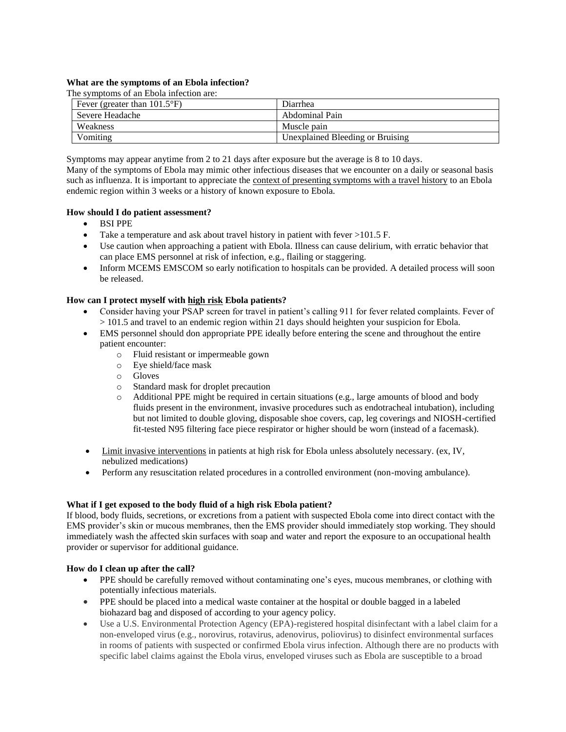**What are the symptoms of an Ebola infection?**

The symptoms of an Ebola infection are:

| Fever (greater than 101.5°F) | Diarrhea |
| --- | --- |
| Severe Headache | Abdominal Pain |
| Weakness | Muscle pain |
| Vomiting | Unexplained Bleeding or Bruising |

Symptoms may appear anytime from 2 to 21 days after exposure but the average is 8 to 10 days.
Many of the symptoms of Ebola may mimic other infectious diseases that we encounter on a daily or seasonal basis such as influenza. It is important to appreciate the context of presenting symptoms with a travel history to an Ebola endemic region within 3 weeks or a history of known exposure to Ebola.

**How should I do patient assessment?**

- BSI PPE
- Take a temperature and ask about travel history in patient with fever >101.5 F.
- Use caution when approaching a patient with Ebola. Illness can cause delirium, with erratic behavior that can place EMS personnel at risk of infection, e.g., flailing or staggering.
- Inform MCEMS EMSCOM so early notification to hospitals can be provided. A detailed process will soon be released.

**How can I protect myself with high risk Ebola patients?**

- Consider having your PSAP screen for travel in patient's calling 911 for fever related complaints. Fever of > 101.5 and travel to an endemic region within 21 days should heighten your suspicion for Ebola.
- EMS personnel should don appropriate PPE ideally before entering the scene and throughout the entire patient encounter:
  - Fluid resistant or impermeable gown
  - Eye shield/face mask
  - Gloves
  - Standard mask for droplet precaution
  - Additional PPE might be required in certain situations (e.g., large amounts of blood and body fluids present in the environment, invasive procedures such as endotracheal intubation), including but not limited to double gloving, disposable shoe covers, cap, leg coverings and NIOSH-certified fit-tested N95 filtering face piece respirator or higher should be worn (instead of a facemask).
- Limit invasive interventions in patients at high risk for Ebola unless absolutely necessary. (ex, IV, nebulized medications)
- Perform any resuscitation related procedures in a controlled environment (non-moving ambulance).

**What if I get exposed to the body fluid of a high risk Ebola patient?**

If blood, body fluids, secretions, or excretions from a patient with suspected Ebola come into direct contact with the EMS provider's skin or mucous membranes, then the EMS provider should immediately stop working. They should immediately wash the affected skin surfaces with soap and water and report the exposure to an occupational health provider or supervisor for additional guidance.

**How do I clean up after the call?**

- PPE should be carefully removed without contaminating one's eyes, mucous membranes, or clothing with potentially infectious materials.
- PPE should be placed into a medical waste container at the hospital or double bagged in a labeled biohazard bag and disposed of according to your agency policy.
- Use a U.S. Environmental Protection Agency (EPA)-registered hospital disinfectant with a label claim for a non-enveloped virus (e.g., norovirus, rotavirus, adenovirus, poliovirus) to disinfect environmental surfaces in rooms of patients with suspected or confirmed Ebola virus infection. Although there are no products with specific label claims against the Ebola virus, enveloped viruses such as Ebola are susceptible to a broad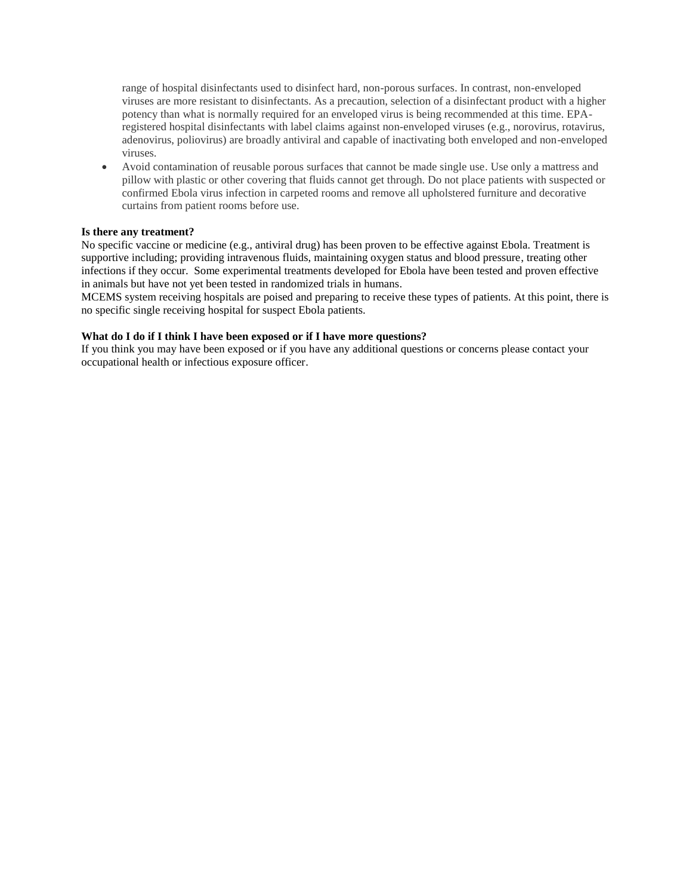range of hospital disinfectants used to disinfect hard, non-porous surfaces. In contrast, non-enveloped viruses are more resistant to disinfectants. As a precaution, selection of a disinfectant product with a higher potency than what is normally required for an enveloped virus is being recommended at this time. EPA-registered hospital disinfectants with label claims against non-enveloped viruses (e.g., norovirus, rotavirus, adenovirus, poliovirus) are broadly antiviral and capable of inactivating both enveloped and non-enveloped viruses.

- Avoid contamination of reusable porous surfaces that cannot be made single use. Use only a mattress and pillow with plastic or other covering that fluids cannot get through. Do not place patients with suspected or confirmed Ebola virus infection in carpeted rooms and remove all upholstered furniture and decorative curtains from patient rooms before use.

**Is there any treatment?**

No specific vaccine or medicine (e.g., antiviral drug) has been proven to be effective against Ebola. Treatment is supportive including; providing intravenous fluids, maintaining oxygen status and blood pressure, treating other infections if they occur. Some experimental treatments developed for Ebola have been tested and proven effective in animals but have not yet been tested in randomized trials in humans.

MCEMS system receiving hospitals are poised and preparing to receive these types of patients. At this point, there is no specific single receiving hospital for suspect Ebola patients.

**What do I do if I think I have been exposed or if I have more questions?**

If you think you may have been exposed or if you have any additional questions or concerns please contact your occupational health or infectious exposure officer.